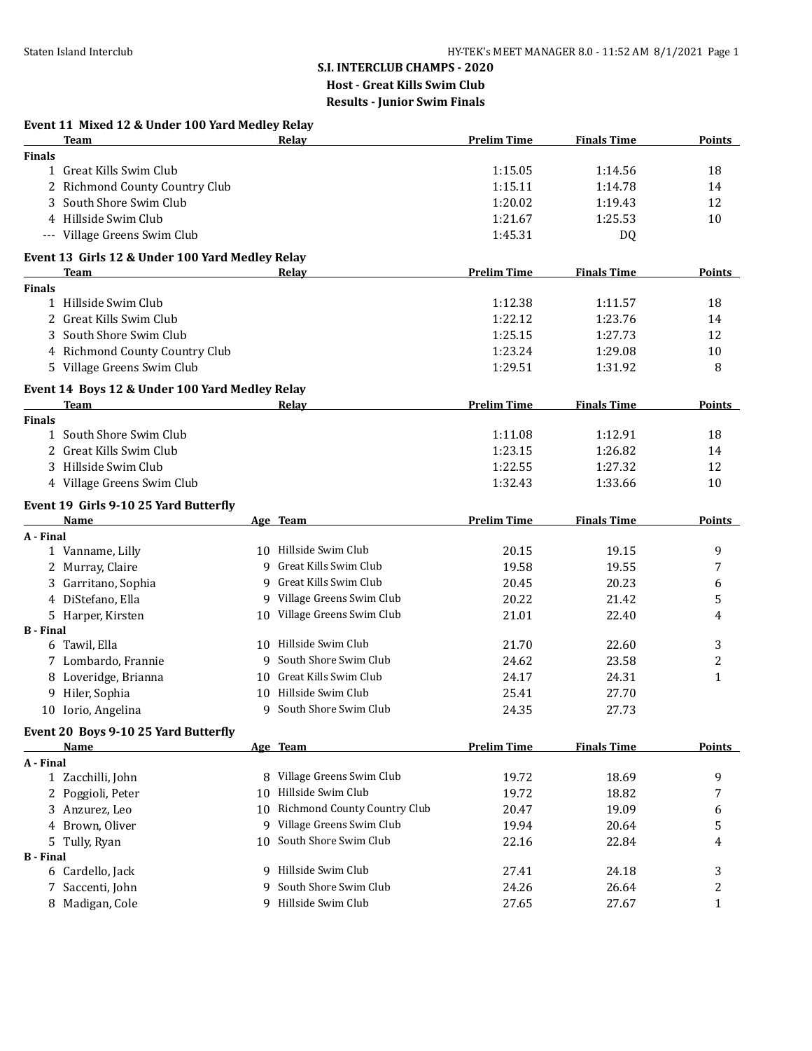# S.I. INTERCLUB CHAMPS - 2020

## Host - Great Kills Swim Club

## Results - Junior Swim Finals

### Event 11 Mixed 12 & Under 100 Yard Medley Relay

| | Team | Relay | Prelim Time | Finals Time | Points |
|---|---|---|---|---|---|
| **Finals** | | | | | |
| 1 | Great Kills Swim Club | | 1:15.05 | 1:14.56 | 18 |
| 2 | Richmond County Country Club | | 1:15.11 | 1:14.78 | 14 |
| 3 | South Shore Swim Club | | 1:20.02 | 1:19.43 | 12 |
| 4 | Hillside Swim Club | | 1:21.67 | 1:25.53 | 10 |
| --- | Village Greens Swim Club | | 1:45.31 | DQ | |

### Event 13 Girls 12 & Under 100 Yard Medley Relay

| | Team | Relay | Prelim Time | Finals Time | Points |
|---|---|---|---|---|---|
| **Finals** | | | | | |
| 1 | Hillside Swim Club | | 1:12.38 | 1:11.57 | 18 |
| 2 | Great Kills Swim Club | | 1:22.12 | 1:23.76 | 14 |
| 3 | South Shore Swim Club | | 1:25.15 | 1:27.73 | 12 |
| 4 | Richmond County Country Club | | 1:23.24 | 1:29.08 | 10 |
| 5 | Village Greens Swim Club | | 1:29.51 | 1:31.92 | 8 |

### Event 14 Boys 12 & Under 100 Yard Medley Relay

| | Team | Relay | Prelim Time | Finals Time | Points |
|---|---|---|---|---|---|
| **Finals** | | | | | |
| 1 | South Shore Swim Club | | 1:11.08 | 1:12.91 | 18 |
| 2 | Great Kills Swim Club | | 1:23.15 | 1:26.82 | 14 |
| 3 | Hillside Swim Club | | 1:22.55 | 1:27.32 | 12 |
| 4 | Village Greens Swim Club | | 1:32.43 | 1:33.66 | 10 |

### Event 19 Girls 9-10 25 Yard Butterfly

| | Name | Age | Team | Prelim Time | Finals Time | Points |
|---|---|---|---|---|---|---|
| **A - Final** | | | | | | |
| 1 | Vanname, Lilly | 10 | Hillside Swim Club | 20.15 | 19.15 | 9 |
| 2 | Murray, Claire | 9 | Great Kills Swim Club | 19.58 | 19.55 | 7 |
| 3 | Garritano, Sophia | 9 | Great Kills Swim Club | 20.45 | 20.23 | 6 |
| 4 | DiStefano, Ella | 9 | Village Greens Swim Club | 20.22 | 21.42 | 5 |
| 5 | Harper, Kirsten | 10 | Village Greens Swim Club | 21.01 | 22.40 | 4 |
| **B - Final** | | | | | | |
| 6 | Tawil, Ella | 10 | Hillside Swim Club | 21.70 | 22.60 | 3 |
| 7 | Lombardo, Frannie | 9 | South Shore Swim Club | 24.62 | 23.58 | 2 |
| 8 | Loveridge, Brianna | 10 | Great Kills Swim Club | 24.17 | 24.31 | 1 |
| 9 | Hiler, Sophia | 10 | Hillside Swim Club | 25.41 | 27.70 | |
| 10 | Iorio, Angelina | 9 | South Shore Swim Club | 24.35 | 27.73 | |

### Event 20 Boys 9-10 25 Yard Butterfly

| | Name | Age | Team | Prelim Time | Finals Time | Points |
|---|---|---|---|---|---|---|
| **A - Final** | | | | | | |
| 1 | Zacchilli, John | 8 | Village Greens Swim Club | 19.72 | 18.69 | 9 |
| 2 | Poggioli, Peter | 10 | Hillside Swim Club | 19.72 | 18.82 | 7 |
| 3 | Anzurez, Leo | 10 | Richmond County Country Club | 20.47 | 19.09 | 6 |
| 4 | Brown, Oliver | 9 | Village Greens Swim Club | 19.94 | 20.64 | 5 |
| 5 | Tully, Ryan | 10 | South Shore Swim Club | 22.16 | 22.84 | 4 |
| **B - Final** | | | | | | |
| 6 | Cardello, Jack | 9 | Hillside Swim Club | 27.41 | 24.18 | 3 |
| 7 | Saccenti, John | 9 | South Shore Swim Club | 24.26 | 26.64 | 2 |
| 8 | Madigan, Cole | 9 | Hillside Swim Club | 27.65 | 27.67 | 1 |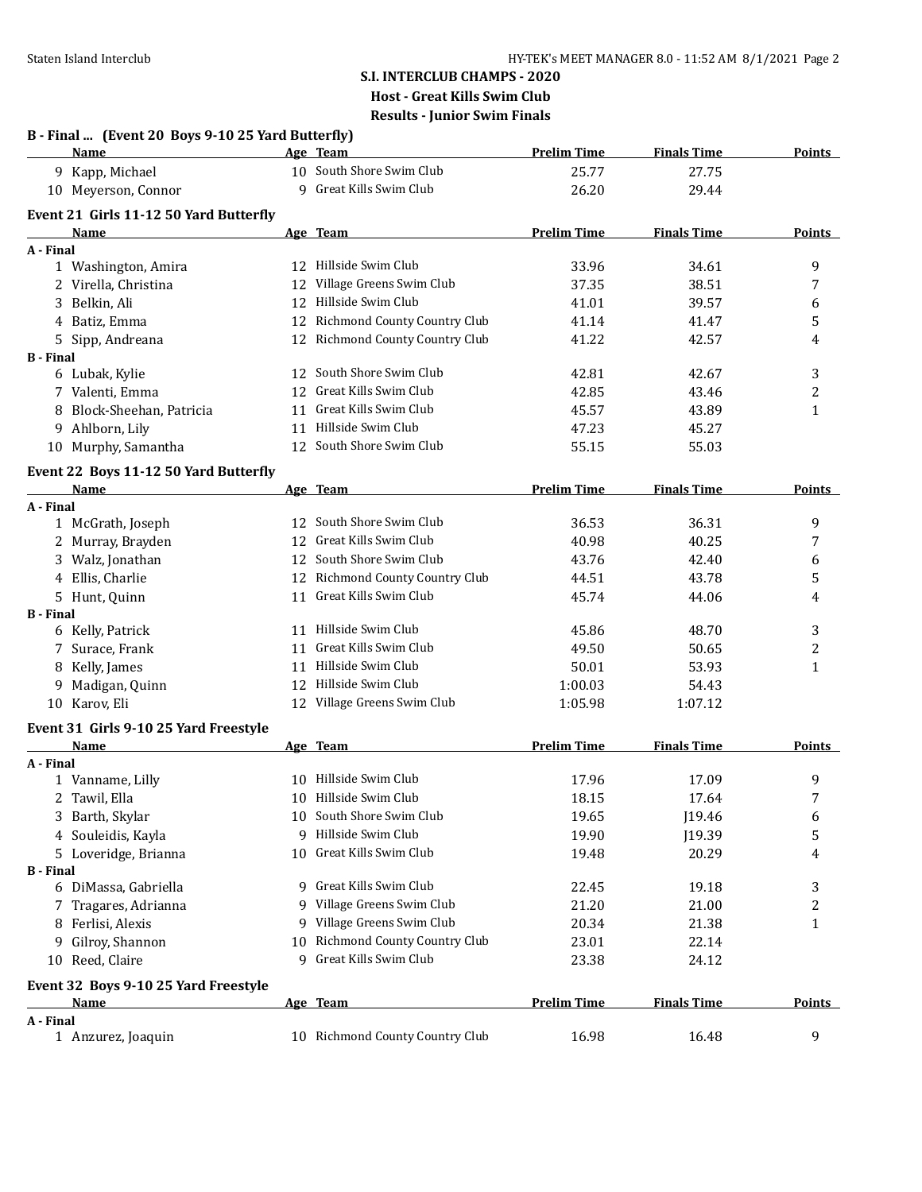## S.I. INTERCLUB CHAMPS - 2020

**Host - Great Kills Swim Club**

**Results - Junior Swim Finals**

### B - Final ... (Event 20 Boys 9-10 25 Yard Butterfly)

| | Name | Age | Team | Prelim Time | Finals Time | Points |
|---|---|---|---|---|---|---|
| 9 | Kapp, Michael | 10 | South Shore Swim Club | 25.77 | 27.75 | |
| 10 | Meyerson, Connor | 9 | Great Kills Swim Club | 26.20 | 29.44 | |

### Event 21 Girls 11-12 50 Yard Butterfly

| | Name | Age | Team | Prelim Time | Finals Time | Points |
|---|---|---|---|---|---|---|
| **A - Final** | | | | | | |
| 1 | Washington, Amira | 12 | Hillside Swim Club | 33.96 | 34.61 | 9 |
| 2 | Virella, Christina | 12 | Village Greens Swim Club | 37.35 | 38.51 | 7 |
| 3 | Belkin, Ali | 12 | Hillside Swim Club | 41.01 | 39.57 | 6 |
| 4 | Batiz, Emma | 12 | Richmond County Country Club | 41.14 | 41.47 | 5 |
| 5 | Sipp, Andreana | 12 | Richmond County Country Club | 41.22 | 42.57 | 4 |
| **B - Final** | | | | | | |
| 6 | Lubak, Kylie | 12 | South Shore Swim Club | 42.81 | 42.67 | 3 |
| 7 | Valenti, Emma | 12 | Great Kills Swim Club | 42.85 | 43.46 | 2 |
| 8 | Block-Sheehan, Patricia | 11 | Great Kills Swim Club | 45.57 | 43.89 | 1 |
| 9 | Ahlborn, Lily | 11 | Hillside Swim Club | 47.23 | 45.27 | |
| 10 | Murphy, Samantha | 12 | South Shore Swim Club | 55.15 | 55.03 | |

### Event 22 Boys 11-12 50 Yard Butterfly

| | Name | Age | Team | Prelim Time | Finals Time | Points |
|---|---|---|---|---|---|---|
| **A - Final** | | | | | | |
| 1 | McGrath, Joseph | 12 | South Shore Swim Club | 36.53 | 36.31 | 9 |
| 2 | Murray, Brayden | 12 | Great Kills Swim Club | 40.98 | 40.25 | 7 |
| 3 | Walz, Jonathan | 12 | South Shore Swim Club | 43.76 | 42.40 | 6 |
| 4 | Ellis, Charlie | 12 | Richmond County Country Club | 44.51 | 43.78 | 5 |
| 5 | Hunt, Quinn | 11 | Great Kills Swim Club | 45.74 | 44.06 | 4 |
| **B - Final** | | | | | | |
| 6 | Kelly, Patrick | 11 | Hillside Swim Club | 45.86 | 48.70 | 3 |
| 7 | Surace, Frank | 11 | Great Kills Swim Club | 49.50 | 50.65 | 2 |
| 8 | Kelly, James | 11 | Hillside Swim Club | 50.01 | 53.93 | 1 |
| 9 | Madigan, Quinn | 12 | Hillside Swim Club | 1:00.03 | 54.43 | |
| 10 | Karov, Eli | 12 | Village Greens Swim Club | 1:05.98 | 1:07.12 | |

### Event 31 Girls 9-10 25 Yard Freestyle

| | Name | Age | Team | Prelim Time | Finals Time | Points |
|---|---|---|---|---|---|---|
| **A - Final** | | | | | | |
| 1 | Vanname, Lilly | 10 | Hillside Swim Club | 17.96 | 17.09 | 9 |
| 2 | Tawil, Ella | 10 | Hillside Swim Club | 18.15 | 17.64 | 7 |
| 3 | Barth, Skylar | 10 | South Shore Swim Club | 19.65 | J19.46 | 6 |
| 4 | Souleidis, Kayla | 9 | Hillside Swim Club | 19.90 | J19.39 | 5 |
| 5 | Loveridge, Brianna | 10 | Great Kills Swim Club | 19.48 | 20.29 | 4 |
| **B - Final** | | | | | | |
| 6 | DiMassa, Gabriella | 9 | Great Kills Swim Club | 22.45 | 19.18 | 3 |
| 7 | Tragares, Adrianna | 9 | Village Greens Swim Club | 21.20 | 21.00 | 2 |
| 8 | Ferlisi, Alexis | 9 | Village Greens Swim Club | 20.34 | 21.38 | 1 |
| 9 | Gilroy, Shannon | 10 | Richmond County Country Club | 23.01 | 22.14 | |
| 10 | Reed, Claire | 9 | Great Kills Swim Club | 23.38 | 24.12 | |

### Event 32 Boys 9-10 25 Yard Freestyle

| | Name | Age | Team | Prelim Time | Finals Time | Points |
|---|---|---|---|---|---|---|
| **A - Final** | | | | | | |
| 1 | Anzurez, Joaquin | 10 | Richmond County Country Club | 16.98 | 16.48 | 9 |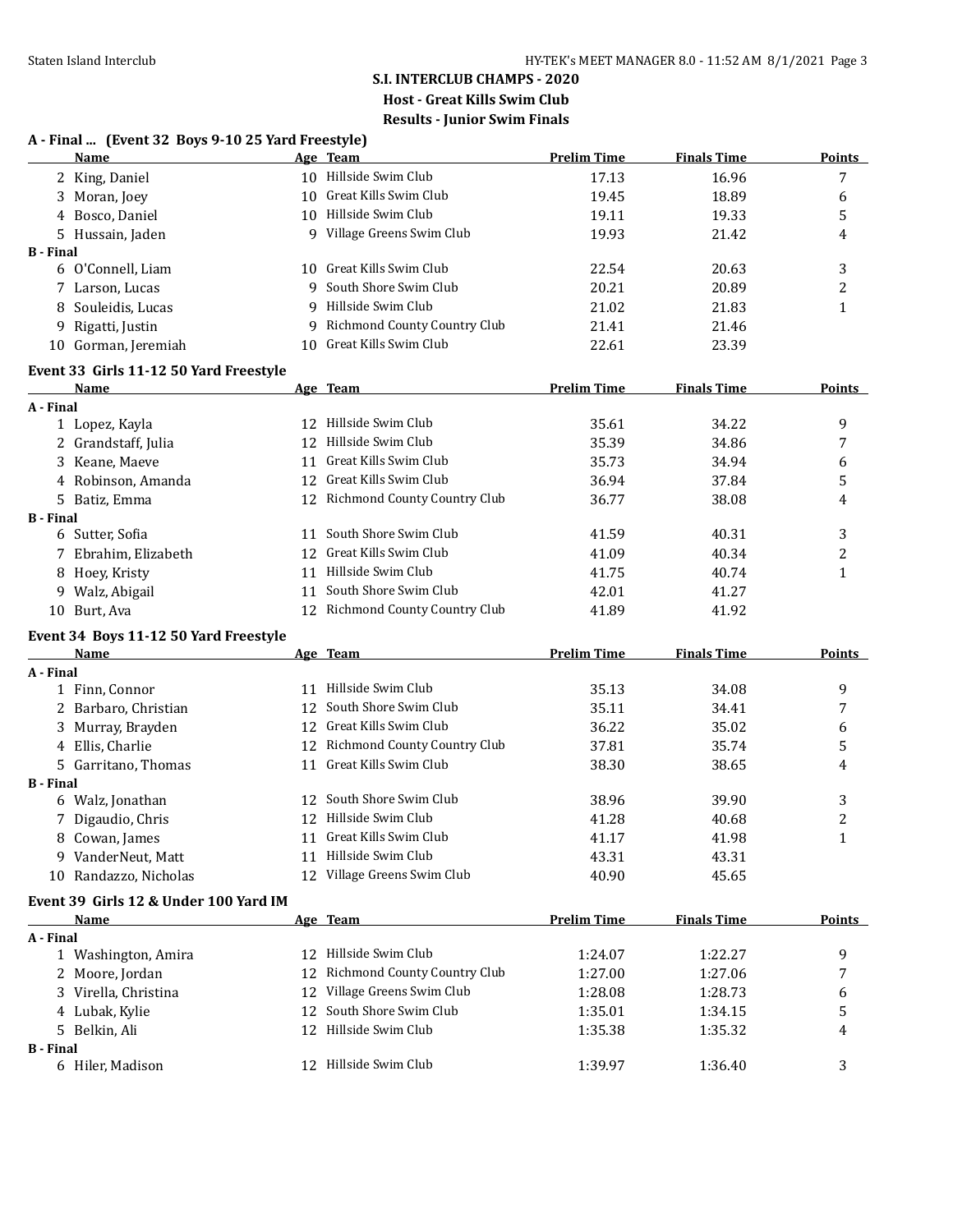# S.I. INTERCLUB CHAMPS - 2020

**Host - Great Kills Swim Club**

**Results - Junior Swim Finals**

## A - Final ... (Event 32 Boys 9-10 25 Yard Freestyle)

| | Name | Age | Team | Prelim Time | Finals Time | Points |
|---|---|---|---|---|---|---|
| 2 | King, Daniel | 10 | Hillside Swim Club | 17.13 | 16.96 | 7 |
| 3 | Moran, Joey | 10 | Great Kills Swim Club | 19.45 | 18.89 | 6 |
| 4 | Bosco, Daniel | 10 | Hillside Swim Club | 19.11 | 19.33 | 5 |
| 5 | Hussain, Jaden | 9 | Village Greens Swim Club | 19.93 | 21.42 | 4 |
| **B - Final** | | | | | | |
| 6 | O'Connell, Liam | 10 | Great Kills Swim Club | 22.54 | 20.63 | 3 |
| 7 | Larson, Lucas | 9 | South Shore Swim Club | 20.21 | 20.89 | 2 |
| 8 | Souleidis, Lucas | 9 | Hillside Swim Club | 21.02 | 21.83 | 1 |
| 9 | Rigatti, Justin | 9 | Richmond County Country Club | 21.41 | 21.46 | |
| 10 | Gorman, Jeremiah | 10 | Great Kills Swim Club | 22.61 | 23.39 | |

## Event 33 Girls 11-12 50 Yard Freestyle

| | Name | Age | Team | Prelim Time | Finals Time | Points |
|---|---|---|---|---|---|---|
| **A - Final** | | | | | | |
| 1 | Lopez, Kayla | 12 | Hillside Swim Club | 35.61 | 34.22 | 9 |
| 2 | Grandstaff, Julia | 12 | Hillside Swim Club | 35.39 | 34.86 | 7 |
| 3 | Keane, Maeve | 11 | Great Kills Swim Club | 35.73 | 34.94 | 6 |
| 4 | Robinson, Amanda | 12 | Great Kills Swim Club | 36.94 | 37.84 | 5 |
| 5 | Batiz, Emma | 12 | Richmond County Country Club | 36.77 | 38.08 | 4 |
| **B - Final** | | | | | | |
| 6 | Sutter, Sofia | 11 | South Shore Swim Club | 41.59 | 40.31 | 3 |
| 7 | Ebrahim, Elizabeth | 12 | Great Kills Swim Club | 41.09 | 40.34 | 2 |
| 8 | Hoey, Kristy | 11 | Hillside Swim Club | 41.75 | 40.74 | 1 |
| 9 | Walz, Abigail | 11 | South Shore Swim Club | 42.01 | 41.27 | |
| 10 | Burt, Ava | 12 | Richmond County Country Club | 41.89 | 41.92 | |

## Event 34 Boys 11-12 50 Yard Freestyle

| | Name | Age | Team | Prelim Time | Finals Time | Points |
|---|---|---|---|---|---|---|
| **A - Final** | | | | | | |
| 1 | Finn, Connor | 11 | Hillside Swim Club | 35.13 | 34.08 | 9 |
| 2 | Barbaro, Christian | 12 | South Shore Swim Club | 35.11 | 34.41 | 7 |
| 3 | Murray, Brayden | 12 | Great Kills Swim Club | 36.22 | 35.02 | 6 |
| 4 | Ellis, Charlie | 12 | Richmond County Country Club | 37.81 | 35.74 | 5 |
| 5 | Garritano, Thomas | 11 | Great Kills Swim Club | 38.30 | 38.65 | 4 |
| **B - Final** | | | | | | |
| 6 | Walz, Jonathan | 12 | South Shore Swim Club | 38.96 | 39.90 | 3 |
| 7 | Digaudio, Chris | 12 | Hillside Swim Club | 41.28 | 40.68 | 2 |
| 8 | Cowan, James | 11 | Great Kills Swim Club | 41.17 | 41.98 | 1 |
| 9 | VanderNeut, Matt | 11 | Hillside Swim Club | 43.31 | 43.31 | |
| 10 | Randazzo, Nicholas | 12 | Village Greens Swim Club | 40.90 | 45.65 | |

## Event 39 Girls 12 & Under 100 Yard IM

| | Name | Age | Team | Prelim Time | Finals Time | Points |
|---|---|---|---|---|---|---|
| **A - Final** | | | | | | |
| 1 | Washington, Amira | 12 | Hillside Swim Club | 1:24.07 | 1:22.27 | 9 |
| 2 | Moore, Jordan | 12 | Richmond County Country Club | 1:27.00 | 1:27.06 | 7 |
| 3 | Virella, Christina | 12 | Village Greens Swim Club | 1:28.08 | 1:28.73 | 6 |
| 4 | Lubak, Kylie | 12 | South Shore Swim Club | 1:35.01 | 1:34.15 | 5 |
| 5 | Belkin, Ali | 12 | Hillside Swim Club | 1:35.38 | 1:35.32 | 4 |
| **B - Final** | | | | | | |
| 6 | Hiler, Madison | 12 | Hillside Swim Club | 1:39.97 | 1:36.40 | 3 |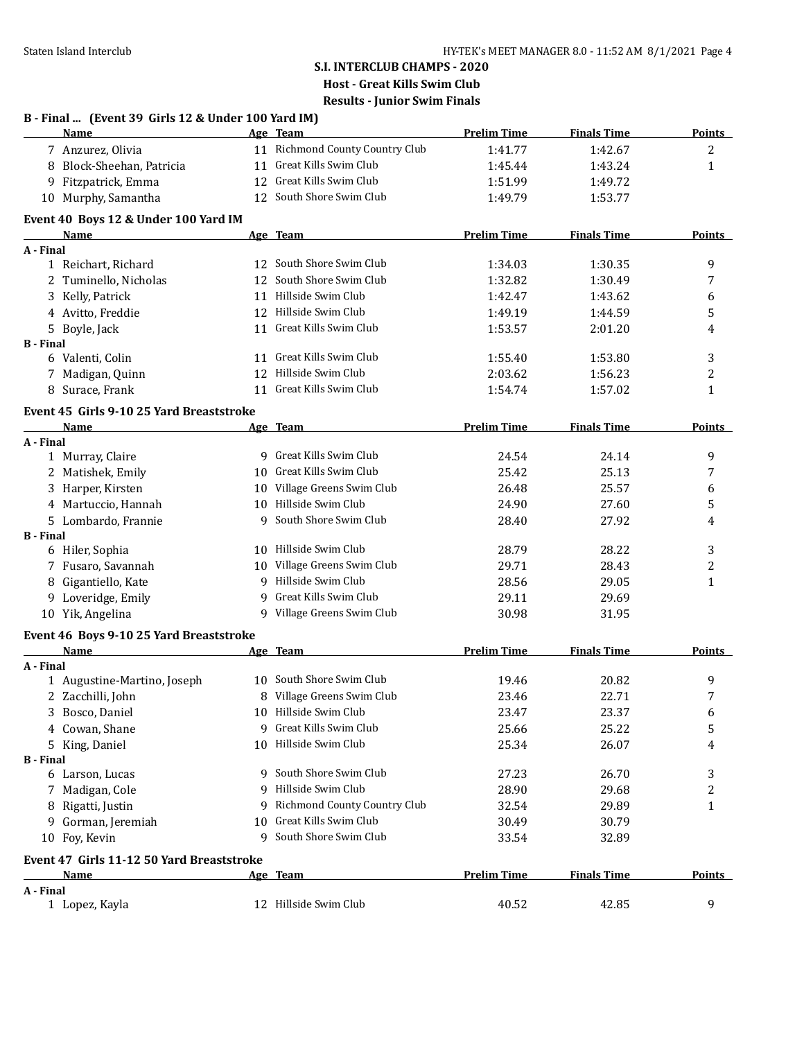## S.I. INTERCLUB CHAMPS - 2020

**Host - Great Kills Swim Club**

**Results - Junior Swim Finals**

### B - Final ... (Event 39 Girls 12 & Under 100 Yard IM)

| | Name | Age | Team | Prelim Time | Finals Time | Points |
|---|---|---|---|---|---|---|
| 7 | Anzurez, Olivia | 11 | Richmond County Country Club | 1:41.77 | 1:42.67 | 2 |
| 8 | Block-Sheehan, Patricia | 11 | Great Kills Swim Club | 1:45.44 | 1:43.24 | 1 |
| 9 | Fitzpatrick, Emma | 12 | Great Kills Swim Club | 1:51.99 | 1:49.72 | |
| 10 | Murphy, Samantha | 12 | South Shore Swim Club | 1:49.79 | 1:53.77 | |

### Event 40 Boys 12 & Under 100 Yard IM

| | Name | Age | Team | Prelim Time | Finals Time | Points |
|---|---|---|---|---|---|---|
| **A - Final** | | | | | | |
| 1 | Reichart, Richard | 12 | South Shore Swim Club | 1:34.03 | 1:30.35 | 9 |
| 2 | Tuminello, Nicholas | 12 | South Shore Swim Club | 1:32.82 | 1:30.49 | 7 |
| 3 | Kelly, Patrick | 11 | Hillside Swim Club | 1:42.47 | 1:43.62 | 6 |
| 4 | Avitto, Freddie | 12 | Hillside Swim Club | 1:49.19 | 1:44.59 | 5 |
| 5 | Boyle, Jack | 11 | Great Kills Swim Club | 1:53.57 | 2:01.20 | 4 |
| **B - Final** | | | | | | |
| 6 | Valenti, Colin | 11 | Great Kills Swim Club | 1:55.40 | 1:53.80 | 3 |
| 7 | Madigan, Quinn | 12 | Hillside Swim Club | 2:03.62 | 1:56.23 | 2 |
| 8 | Surace, Frank | 11 | Great Kills Swim Club | 1:54.74 | 1:57.02 | 1 |

### Event 45 Girls 9-10 25 Yard Breaststroke

| | Name | Age | Team | Prelim Time | Finals Time | Points |
|---|---|---|---|---|---|---|
| **A - Final** | | | | | | |
| 1 | Murray, Claire | 9 | Great Kills Swim Club | 24.54 | 24.14 | 9 |
| 2 | Matishek, Emily | 10 | Great Kills Swim Club | 25.42 | 25.13 | 7 |
| 3 | Harper, Kirsten | 10 | Village Greens Swim Club | 26.48 | 25.57 | 6 |
| 4 | Martuccio, Hannah | 10 | Hillside Swim Club | 24.90 | 27.60 | 5 |
| 5 | Lombardo, Frannie | 9 | South Shore Swim Club | 28.40 | 27.92 | 4 |
| **B - Final** | | | | | | |
| 6 | Hiler, Sophia | 10 | Hillside Swim Club | 28.79 | 28.22 | 3 |
| 7 | Fusaro, Savannah | 10 | Village Greens Swim Club | 29.71 | 28.43 | 2 |
| 8 | Gigantiello, Kate | 9 | Hillside Swim Club | 28.56 | 29.05 | 1 |
| 9 | Loveridge, Emily | 9 | Great Kills Swim Club | 29.11 | 29.69 | |
| 10 | Yik, Angelina | 9 | Village Greens Swim Club | 30.98 | 31.95 | |

### Event 46 Boys 9-10 25 Yard Breaststroke

| | Name | Age | Team | Prelim Time | Finals Time | Points |
|---|---|---|---|---|---|---|
| **A - Final** | | | | | | |
| 1 | Augustine-Martino, Joseph | 10 | South Shore Swim Club | 19.46 | 20.82 | 9 |
| 2 | Zacchilli, John | 8 | Village Greens Swim Club | 23.46 | 22.71 | 7 |
| 3 | Bosco, Daniel | 10 | Hillside Swim Club | 23.47 | 23.37 | 6 |
| 4 | Cowan, Shane | 9 | Great Kills Swim Club | 25.66 | 25.22 | 5 |
| 5 | King, Daniel | 10 | Hillside Swim Club | 25.34 | 26.07 | 4 |
| **B - Final** | | | | | | |
| 6 | Larson, Lucas | 9 | South Shore Swim Club | 27.23 | 26.70 | 3 |
| 7 | Madigan, Cole | 9 | Hillside Swim Club | 28.90 | 29.68 | 2 |
| 8 | Rigatti, Justin | 9 | Richmond County Country Club | 32.54 | 29.89 | 1 |
| 9 | Gorman, Jeremiah | 10 | Great Kills Swim Club | 30.49 | 30.79 | |
| 10 | Foy, Kevin | 9 | South Shore Swim Club | 33.54 | 32.89 | |

### Event 47 Girls 11-12 50 Yard Breaststroke

| | Name | Age | Team | Prelim Time | Finals Time | Points |
|---|---|---|---|---|---|---|
| **A - Final** | | | | | | |
| 1 | Lopez, Kayla | 12 | Hillside Swim Club | 40.52 | 42.85 | 9 |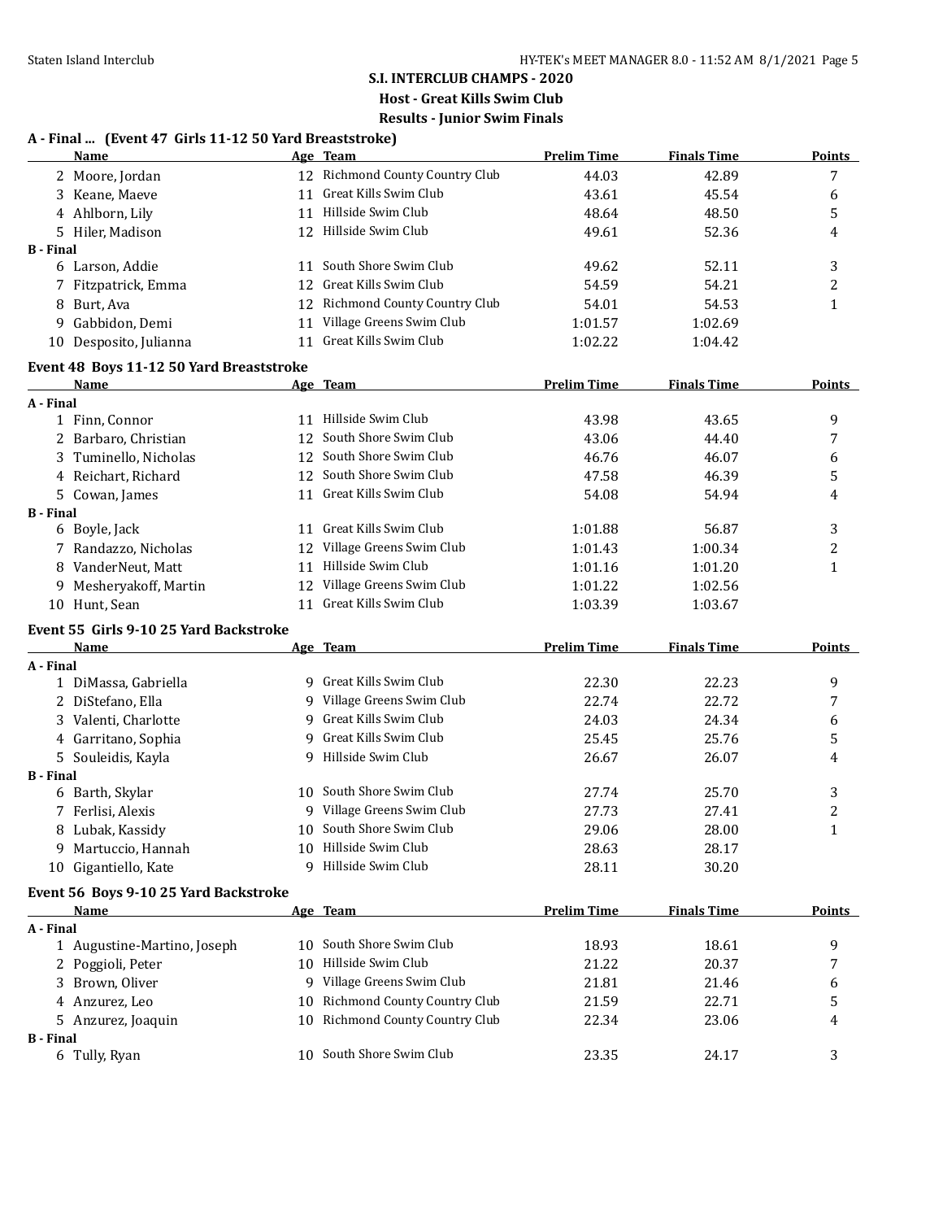**S.I. INTERCLUB CHAMPS - 2020**

**Host - Great Kills Swim Club**

**Results - Junior Swim Finals**

### A - Final ... (Event 47 Girls 11-12 50 Yard Breaststroke)

| | Name | Age | Team | Prelim Time | Finals Time | Points |
|---|---|---|---|---|---|---|
| 2 | Moore, Jordan | 12 | Richmond County Country Club | 44.03 | 42.89 | 7 |
| 3 | Keane, Maeve | 11 | Great Kills Swim Club | 43.61 | 45.54 | 6 |
| 4 | Ahlborn, Lily | 11 | Hillside Swim Club | 48.64 | 48.50 | 5 |
| 5 | Hiler, Madison | 12 | Hillside Swim Club | 49.61 | 52.36 | 4 |
| **B - Final** | | | | | | |
| 6 | Larson, Addie | 11 | South Shore Swim Club | 49.62 | 52.11 | 3 |
| 7 | Fitzpatrick, Emma | 12 | Great Kills Swim Club | 54.59 | 54.21 | 2 |
| 8 | Burt, Ava | 12 | Richmond County Country Club | 54.01 | 54.53 | 1 |
| 9 | Gabbidon, Demi | 11 | Village Greens Swim Club | 1:01.57 | 1:02.69 | |
| 10 | Desposito, Julianna | 11 | Great Kills Swim Club | 1:02.22 | 1:04.42 | |

### Event 48 Boys 11-12 50 Yard Breaststroke

| | Name | Age | Team | Prelim Time | Finals Time | Points |
|---|---|---|---|---|---|---|
| **A - Final** | | | | | | |
| 1 | Finn, Connor | 11 | Hillside Swim Club | 43.98 | 43.65 | 9 |
| 2 | Barbaro, Christian | 12 | South Shore Swim Club | 43.06 | 44.40 | 7 |
| 3 | Tuminello, Nicholas | 12 | South Shore Swim Club | 46.76 | 46.07 | 6 |
| 4 | Reichart, Richard | 12 | South Shore Swim Club | 47.58 | 46.39 | 5 |
| 5 | Cowan, James | 11 | Great Kills Swim Club | 54.08 | 54.94 | 4 |
| **B - Final** | | | | | | |
| 6 | Boyle, Jack | 11 | Great Kills Swim Club | 1:01.88 | 56.87 | 3 |
| 7 | Randazzo, Nicholas | 12 | Village Greens Swim Club | 1:01.43 | 1:00.34 | 2 |
| 8 | VanderNeut, Matt | 11 | Hillside Swim Club | 1:01.16 | 1:01.20 | 1 |
| 9 | Mesheryakoff, Martin | 12 | Village Greens Swim Club | 1:01.22 | 1:02.56 | |
| 10 | Hunt, Sean | 11 | Great Kills Swim Club | 1:03.39 | 1:03.67 | |

### Event 55 Girls 9-10 25 Yard Backstroke

| | Name | Age | Team | Prelim Time | Finals Time | Points |
|---|---|---|---|---|---|---|
| **A - Final** | | | | | | |
| 1 | DiMassa, Gabriella | 9 | Great Kills Swim Club | 22.30 | 22.23 | 9 |
| 2 | DiStefano, Ella | 9 | Village Greens Swim Club | 22.74 | 22.72 | 7 |
| 3 | Valenti, Charlotte | 9 | Great Kills Swim Club | 24.03 | 24.34 | 6 |
| 4 | Garritano, Sophia | 9 | Great Kills Swim Club | 25.45 | 25.76 | 5 |
| 5 | Souleidis, Kayla | 9 | Hillside Swim Club | 26.67 | 26.07 | 4 |
| **B - Final** | | | | | | |
| 6 | Barth, Skylar | 10 | South Shore Swim Club | 27.74 | 25.70 | 3 |
| 7 | Ferlisi, Alexis | 9 | Village Greens Swim Club | 27.73 | 27.41 | 2 |
| 8 | Lubak, Kassidy | 10 | South Shore Swim Club | 29.06 | 28.00 | 1 |
| 9 | Martuccio, Hannah | 10 | Hillside Swim Club | 28.63 | 28.17 | |
| 10 | Gigantiello, Kate | 9 | Hillside Swim Club | 28.11 | 30.20 | |

### Event 56 Boys 9-10 25 Yard Backstroke

| | Name | Age | Team | Prelim Time | Finals Time | Points |
|---|---|---|---|---|---|---|
| **A - Final** | | | | | | |
| 1 | Augustine-Martino, Joseph | 10 | South Shore Swim Club | 18.93 | 18.61 | 9 |
| 2 | Poggioli, Peter | 10 | Hillside Swim Club | 21.22 | 20.37 | 7 |
| 3 | Brown, Oliver | 9 | Village Greens Swim Club | 21.81 | 21.46 | 6 |
| 4 | Anzurez, Leo | 10 | Richmond County Country Club | 21.59 | 22.71 | 5 |
| 5 | Anzurez, Joaquin | 10 | Richmond County Country Club | 22.34 | 23.06 | 4 |
| **B - Final** | | | | | | |
| 6 | Tully, Ryan | 10 | South Shore Swim Club | 23.35 | 24.17 | 3 |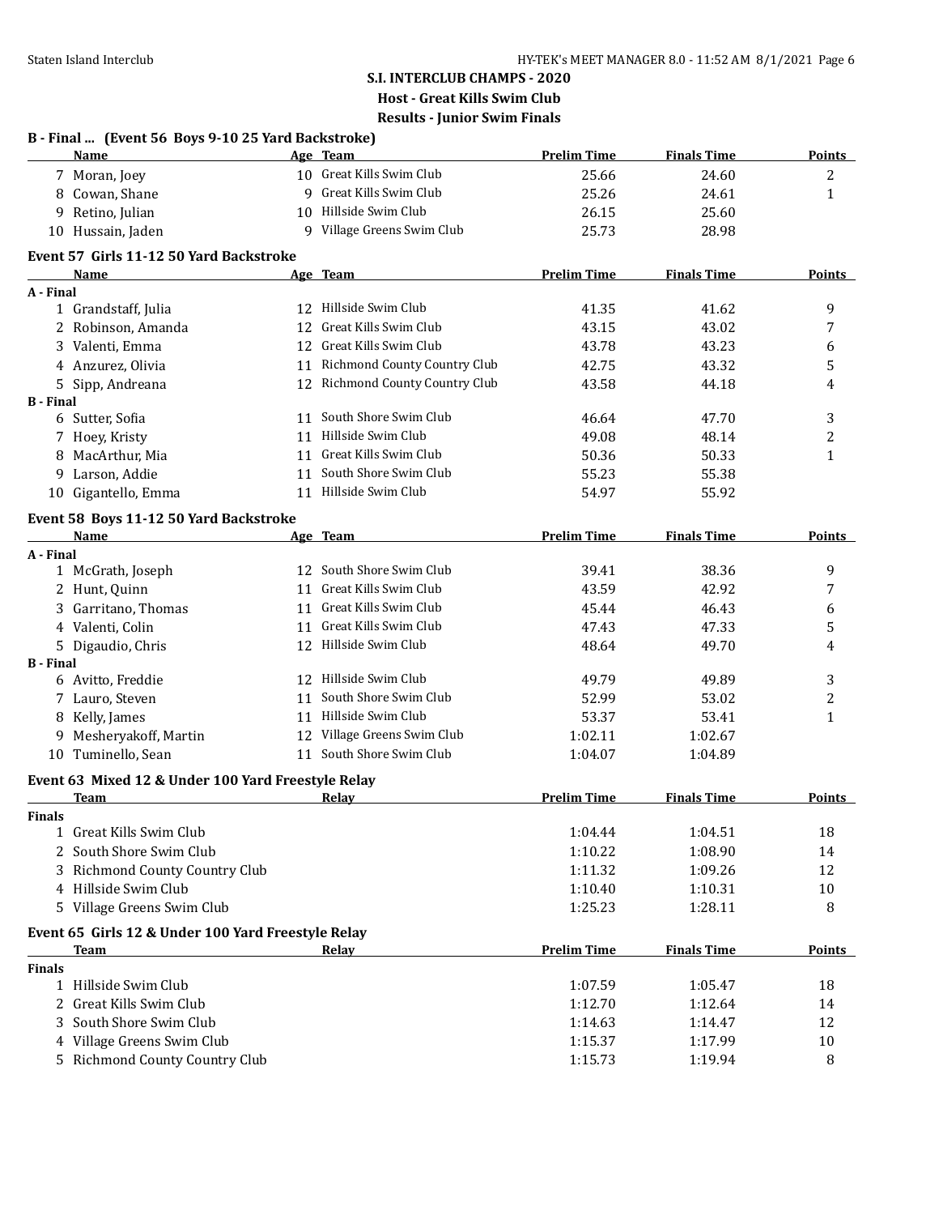## S.I. INTERCLUB CHAMPS - 2020

### Host - Great Kills Swim Club

### Results - Junior Swim Finals

**B - Final ... (Event 56 Boys 9-10 25 Yard Backstroke)**

| | Name | Age | Team | Prelim Time | Finals Time | Points |
|---|---|---|---|---|---|---|
| 7 | Moran, Joey | 10 | Great Kills Swim Club | 25.66 | 24.60 | 2 |
| 8 | Cowan, Shane | 9 | Great Kills Swim Club | 25.26 | 24.61 | 1 |
| 9 | Retino, Julian | 10 | Hillside Swim Club | 26.15 | 25.60 | |
| 10 | Hussain, Jaden | 9 | Village Greens Swim Club | 25.73 | 28.98 | |

**Event 57 Girls 11-12 50 Yard Backstroke**

| | Name | Age | Team | Prelim Time | Finals Time | Points |
|---|---|---|---|---|---|---|
| **A - Final** | | | | | | |
| 1 | Grandstaff, Julia | 12 | Hillside Swim Club | 41.35 | 41.62 | 9 |
| 2 | Robinson, Amanda | 12 | Great Kills Swim Club | 43.15 | 43.02 | 7 |
| 3 | Valenti, Emma | 12 | Great Kills Swim Club | 43.78 | 43.23 | 6 |
| 4 | Anzurez, Olivia | 11 | Richmond County Country Club | 42.75 | 43.32 | 5 |
| 5 | Sipp, Andreana | 12 | Richmond County Country Club | 43.58 | 44.18 | 4 |
| **B - Final** | | | | | | |
| 6 | Sutter, Sofia | 11 | South Shore Swim Club | 46.64 | 47.70 | 3 |
| 7 | Hoey, Kristy | 11 | Hillside Swim Club | 49.08 | 48.14 | 2 |
| 8 | MacArthur, Mia | 11 | Great Kills Swim Club | 50.36 | 50.33 | 1 |
| 9 | Larson, Addie | 11 | South Shore Swim Club | 55.23 | 55.38 | |
| 10 | Gigantello, Emma | 11 | Hillside Swim Club | 54.97 | 55.92 | |

**Event 58 Boys 11-12 50 Yard Backstroke**

| | Name | Age | Team | Prelim Time | Finals Time | Points |
|---|---|---|---|---|---|---|
| **A - Final** | | | | | | |
| 1 | McGrath, Joseph | 12 | South Shore Swim Club | 39.41 | 38.36 | 9 |
| 2 | Hunt, Quinn | 11 | Great Kills Swim Club | 43.59 | 42.92 | 7 |
| 3 | Garritano, Thomas | 11 | Great Kills Swim Club | 45.44 | 46.43 | 6 |
| 4 | Valenti, Colin | 11 | Great Kills Swim Club | 47.43 | 47.33 | 5 |
| 5 | Digaudio, Chris | 12 | Hillside Swim Club | 48.64 | 49.70 | 4 |
| **B - Final** | | | | | | |
| 6 | Avitto, Freddie | 12 | Hillside Swim Club | 49.79 | 49.89 | 3 |
| 7 | Lauro, Steven | 11 | South Shore Swim Club | 52.99 | 53.02 | 2 |
| 8 | Kelly, James | 11 | Hillside Swim Club | 53.37 | 53.41 | 1 |
| 9 | Mesheryakoff, Martin | 12 | Village Greens Swim Club | 1:02.11 | 1:02.67 | |
| 10 | Tuminello, Sean | 11 | South Shore Swim Club | 1:04.07 | 1:04.89 | |

**Event 63 Mixed 12 & Under 100 Yard Freestyle Relay**

| | Team | Relay | Prelim Time | Finals Time | Points |
|---|---|---|---|---|---|
| **Finals** | | | | | |
| 1 | Great Kills Swim Club | | 1:04.44 | 1:04.51 | 18 |
| 2 | South Shore Swim Club | | 1:10.22 | 1:08.90 | 14 |
| 3 | Richmond County Country Club | | 1:11.32 | 1:09.26 | 12 |
| 4 | Hillside Swim Club | | 1:10.40 | 1:10.31 | 10 |
| 5 | Village Greens Swim Club | | 1:25.23 | 1:28.11 | 8 |

**Event 65 Girls 12 & Under 100 Yard Freestyle Relay**

| | Team | Relay | Prelim Time | Finals Time | Points |
|---|---|---|---|---|---|
| **Finals** | | | | | |
| 1 | Hillside Swim Club | | 1:07.59 | 1:05.47 | 18 |
| 2 | Great Kills Swim Club | | 1:12.70 | 1:12.64 | 14 |
| 3 | South Shore Swim Club | | 1:14.63 | 1:14.47 | 12 |
| 4 | Village Greens Swim Club | | 1:15.37 | 1:17.99 | 10 |
| 5 | Richmond County Country Club | | 1:15.73 | 1:19.94 | 8 |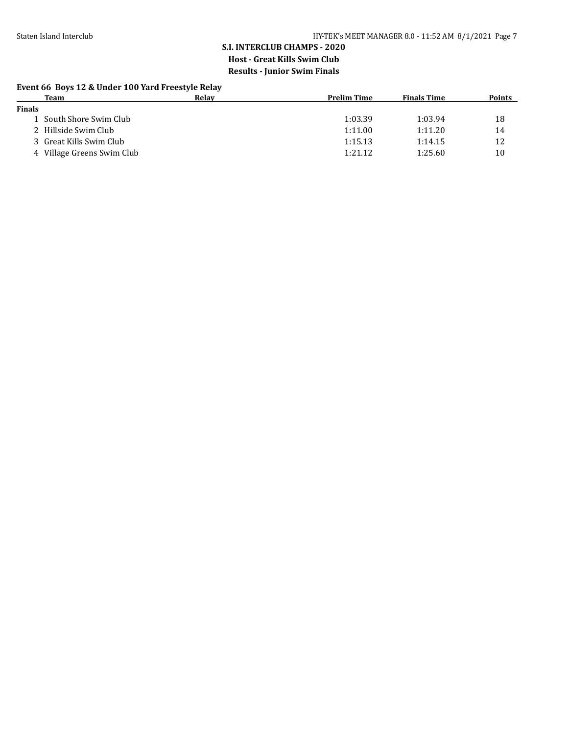**S.I. INTERCLUB CHAMPS - 2020**

**Host - Great Kills Swim Club**

**Results - Junior Swim Finals**

### Event 66 Boys 12 & Under 100 Yard Freestyle Relay

| | Team | Relay | Prelim Time | Finals Time | Points |
|---|---|---|---|---|---|
| **Finals** | | | | | |
| 1 | South Shore Swim Club | | 1:03.39 | 1:03.94 | 18 |
| 2 | Hillside Swim Club | | 1:11.00 | 1:11.20 | 14 |
| 3 | Great Kills Swim Club | | 1:15.13 | 1:14.15 | 12 |
| 4 | Village Greens Swim Club | | 1:21.12 | 1:25.60 | 10 |